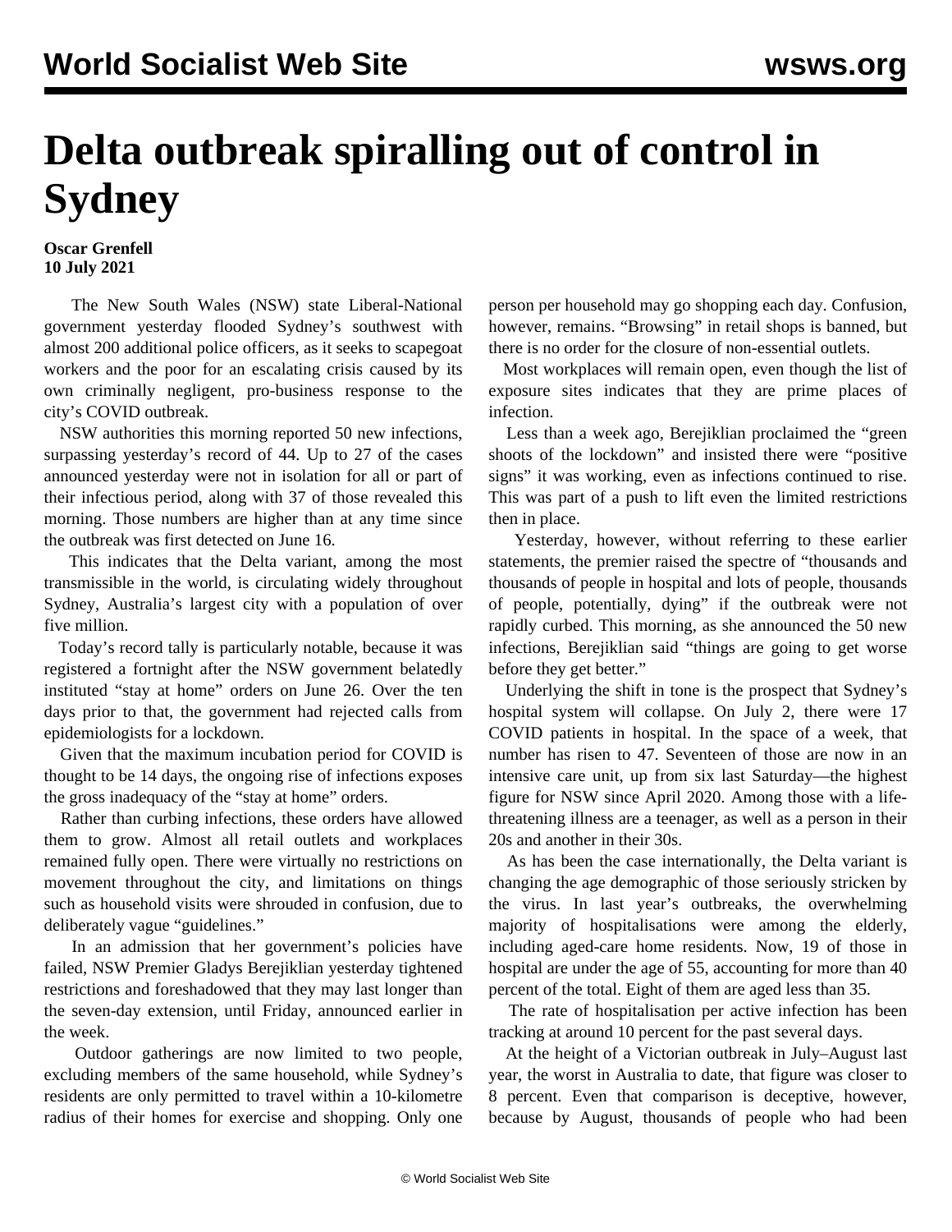# Delta outbreak spiralling out of control in Sydney

**Oscar Grenfell**
**10 July 2021**

The New South Wales (NSW) state Liberal-National government yesterday flooded Sydney's southwest with almost 200 additional police officers, as it seeks to scapegoat workers and the poor for an escalating crisis caused by its own criminally negligent, pro-business response to the city's COVID outbreak.

NSW authorities this morning reported 50 new infections, surpassing yesterday's record of 44. Up to 27 of the cases announced yesterday were not in isolation for all or part of their infectious period, along with 37 of those revealed this morning. Those numbers are higher than at any time since the outbreak was first detected on June 16.

This indicates that the Delta variant, among the most transmissible in the world, is circulating widely throughout Sydney, Australia's largest city with a population of over five million.

Today's record tally is particularly notable, because it was registered a fortnight after the NSW government belatedly instituted "stay at home" orders on June 26. Over the ten days prior to that, the government had rejected calls from epidemiologists for a lockdown.

Given that the maximum incubation period for COVID is thought to be 14 days, the ongoing rise of infections exposes the gross inadequacy of the "stay at home" orders.

Rather than curbing infections, these orders have allowed them to grow. Almost all retail outlets and workplaces remained fully open. There were virtually no restrictions on movement throughout the city, and limitations on things such as household visits were shrouded in confusion, due to deliberately vague "guidelines."

In an admission that her government's policies have failed, NSW Premier Gladys Berejiklian yesterday tightened restrictions and foreshadowed that they may last longer than the seven-day extension, until Friday, announced earlier in the week.

Outdoor gatherings are now limited to two people, excluding members of the same household, while Sydney's residents are only permitted to travel within a 10-kilometre radius of their homes for exercise and shopping. Only one person per household may go shopping each day. Confusion, however, remains. "Browsing" in retail shops is banned, but there is no order for the closure of non-essential outlets.

Most workplaces will remain open, even though the list of exposure sites indicates that they are prime places of infection.

Less than a week ago, Berejiklian proclaimed the "green shoots of the lockdown" and insisted there were "positive signs" it was working, even as infections continued to rise. This was part of a push to lift even the limited restrictions then in place.

Yesterday, however, without referring to these earlier statements, the premier raised the spectre of "thousands and thousands of people in hospital and lots of people, thousands of people, potentially, dying" if the outbreak were not rapidly curbed. This morning, as she announced the 50 new infections, Berejiklian said "things are going to get worse before they get better."

Underlying the shift in tone is the prospect that Sydney's hospital system will collapse. On July 2, there were 17 COVID patients in hospital. In the space of a week, that number has risen to 47. Seventeen of those are now in an intensive care unit, up from six last Saturday—the highest figure for NSW since April 2020. Among those with a life-threatening illness are a teenager, as well as a person in their 20s and another in their 30s.

As has been the case internationally, the Delta variant is changing the age demographic of those seriously stricken by the virus. In last year's outbreaks, the overwhelming majority of hospitalisations were among the elderly, including aged-care home residents. Now, 19 of those in hospital are under the age of 55, accounting for more than 40 percent of the total. Eight of them are aged less than 35.

The rate of hospitalisation per active infection has been tracking at around 10 percent for the past several days.

At the height of a Victorian outbreak in July–August last year, the worst in Australia to date, that figure was closer to 8 percent. Even that comparison is deceptive, however, because by August, thousands of people who had been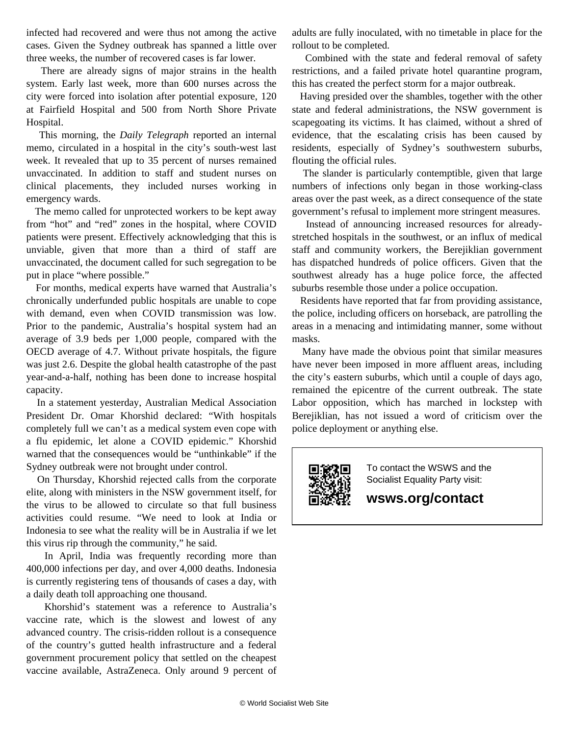infected had recovered and were thus not among the active cases. Given the Sydney outbreak has spanned a little over three weeks, the number of recovered cases is far lower.

There are already signs of major strains in the health system. Early last week, more than 600 nurses across the city were forced into isolation after potential exposure, 120 at Fairfield Hospital and 500 from North Shore Private Hospital.

This morning, the *Daily Telegraph* reported an internal memo, circulated in a hospital in the city's south-west last week. It revealed that up to 35 percent of nurses remained unvaccinated. In addition to staff and student nurses on clinical placements, they included nurses working in emergency wards.

The memo called for unprotected workers to be kept away from "hot" and "red" zones in the hospital, where COVID patients were present. Effectively acknowledging that this is unviable, given that more than a third of staff are unvaccinated, the document called for such segregation to be put in place "where possible."

For months, medical experts have warned that Australia's chronically underfunded public hospitals are unable to cope with demand, even when COVID transmission was low. Prior to the pandemic, Australia's hospital system had an average of 3.9 beds per 1,000 people, compared with the OECD average of 4.7. Without private hospitals, the figure was just 2.6. Despite the global health catastrophe of the past year-and-a-half, nothing has been done to increase hospital capacity.

In a statement yesterday, Australian Medical Association President Dr. Omar Khorshid declared: "With hospitals completely full we can't as a medical system even cope with a flu epidemic, let alone a COVID epidemic." Khorshid warned that the consequences would be "unthinkable" if the Sydney outbreak were not brought under control.

On Thursday, Khorshid rejected calls from the corporate elite, along with ministers in the NSW government itself, for the virus to be allowed to circulate so that full business activities could resume. "We need to look at India or Indonesia to see what the reality will be in Australia if we let this virus rip through the community," he said.

In April, India was frequently recording more than 400,000 infections per day, and over 4,000 deaths. Indonesia is currently registering tens of thousands of cases a day, with a daily death toll approaching one thousand.

Khorshid's statement was a reference to Australia's vaccine rate, which is the slowest and lowest of any advanced country. The crisis-ridden rollout is a consequence of the country's gutted health infrastructure and a federal government procurement policy that settled on the cheapest vaccine available, AstraZeneca. Only around 9 percent of adults are fully inoculated, with no timetable in place for the rollout to be completed.

Combined with the state and federal removal of safety restrictions, and a failed private hotel quarantine program, this has created the perfect storm for a major outbreak.

Having presided over the shambles, together with the other state and federal administrations, the NSW government is scapegoating its victims. It has claimed, without a shred of evidence, that the escalating crisis has been caused by residents, especially of Sydney's southwestern suburbs, flouting the official rules.

The slander is particularly contemptible, given that large numbers of infections only began in those working-class areas over the past week, as a direct consequence of the state government's refusal to implement more stringent measures.

Instead of announcing increased resources for already-stretched hospitals in the southwest, or an influx of medical staff and community workers, the Berejiklian government has dispatched hundreds of police officers. Given that the southwest already has a huge police force, the affected suburbs resemble those under a police occupation.

Residents have reported that far from providing assistance, the police, including officers on horseback, are patrolling the areas in a menacing and intimidating manner, some without masks.

Many have made the obvious point that similar measures have never been imposed in more affluent areas, including the city's eastern suburbs, which until a couple of days ago, remained the epicentre of the current outbreak. The state Labor opposition, which has marched in lockstep with Berejiklian, has not issued a word of criticism over the police deployment or anything else.

To contact the WSWS and the Socialist Equality Party visit:

**wsws.org/contact**